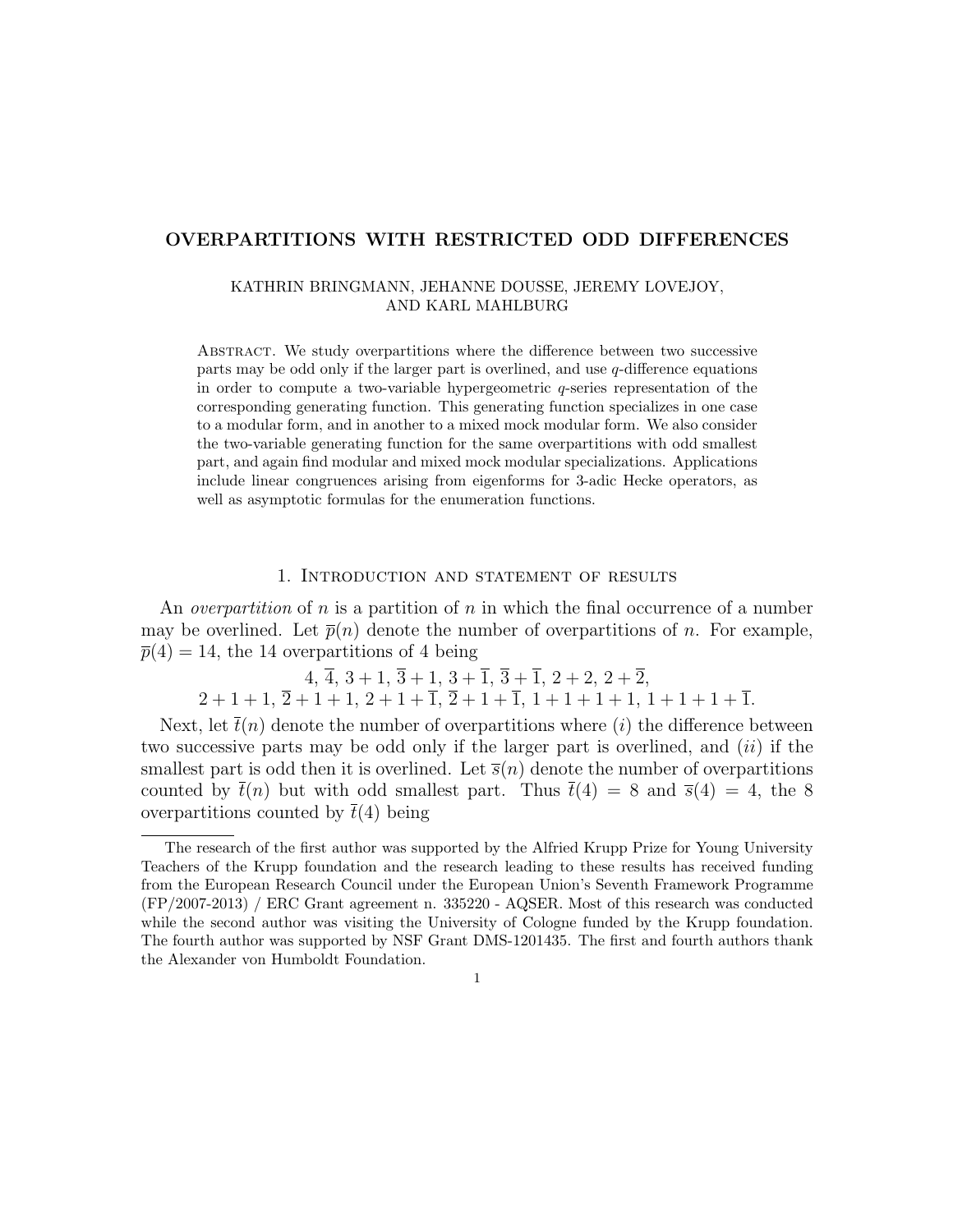# OVERPARTITIONS WITH RESTRICTED ODD DIFFERENCES

KATHRIN BRINGMANN, JEHANNE DOUSSE, JEREMY LOVEJOY, AND KARL MAHLBURG

Abstract. We study overpartitions where the difference between two successive parts may be odd only if the larger part is overlined, and use $q$-difference equations in order to compute a two-variable hypergeometric $q$-series representation of the corresponding generating function. This generating function specializes in one case to a modular form, and in another to a mixed mock modular form. We also consider the two-variable generating function for the same overpartitions with odd smallest part, and again find modular and mixed mock modular specializations. Applications include linear congruences arising from eigenforms for 3-adic Hecke operators, as well as asymptotic formulas for the enumeration functions.

## 1. Introduction and statement of results

An *overpartition* of $n$ is a partition of $n$ in which the final occurrence of a number may be overlined. Let $\overline{p}(n)$ denote the number of overpartitions of $n$. For example, $\overline{p}(4) = 14$, the 14 overpartitions of 4 being

$$4,\ \overline{4},\ 3+1,\ \overline{3}+1,\ 3+\overline{1},\ \overline{3}+\overline{1},\ 2+2,\ 2+\overline{2},$$
$$2+1+1,\ \overline{2}+1+1,\ 2+1+\overline{1},\ \overline{2}+1+\overline{1},\ 1+1+1+1,\ 1+1+1+\overline{1}.$$

Next, let $\overline{t}(n)$ denote the number of overpartitions where $(i)$ the difference between two successive parts may be odd only if the larger part is overlined, and $(ii)$ if the smallest part is odd then it is overlined. Let $\overline{s}(n)$ denote the number of overpartitions counted by $\overline{t}(n)$ but with odd smallest part. Thus $\overline{t}(4) = 8$ and $\overline{s}(4) = 4$, the 8 overpartitions counted by $\overline{t}(4)$ being

---

The research of the first author was supported by the Alfried Krupp Prize for Young University Teachers of the Krupp foundation and the research leading to these results has received funding from the European Research Council under the European Union's Seventh Framework Programme (FP/2007-2013) / ERC Grant agreement n. 335220 - AQSER. Most of this research was conducted while the second author was visiting the University of Cologne funded by the Krupp foundation. The fourth author was supported by NSF Grant DMS-1201435. The first and fourth authors thank the Alexander von Humboldt Foundation.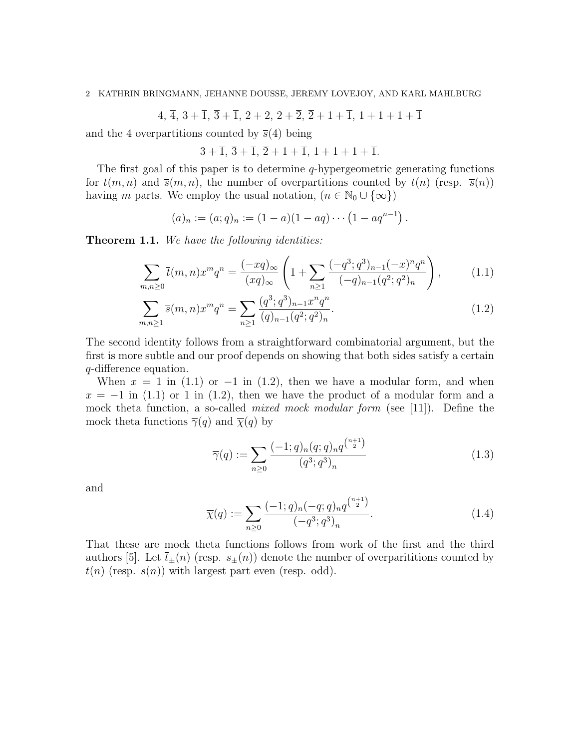$$4,\ \overline{4},\ 3+\overline{1},\ \overline{3}+\overline{1},\ 2+2,\ 2+\overline{2},\ \overline{2}+1+\overline{1},\ 1+1+1+\overline{1}$$

and the 4 overpartitions counted by $\overline{s}(4)$ being

$$3+\overline{1},\ \overline{3}+\overline{1},\ \overline{2}+1+\overline{1},\ 1+1+1+\overline{1}.$$

The first goal of this paper is to determine $q$-hypergeometric generating functions for $\overline{t}(m,n)$ and $\overline{s}(m,n)$, the number of overpartitions counted by $\overline{t}(n)$ (resp. $\overline{s}(n)$) having $m$ parts. We employ the usual notation, $(n \in \mathbb{N}_0 \cup \{\infty\})$

$$(a)_n := (a;q)_n := (1-a)(1-aq)\cdots\left(1-aq^{n-1}\right).$$

**Theorem 1.1.** *We have the following identities:*

$$\sum_{m,n\geq 0} \overline{t}(m,n)x^m q^n = \frac{(-xq)_\infty}{(xq)_\infty}\left(1+\sum_{n\geq 1}\frac{(-q^3;q^3)_{n-1}(-x)^n q^n}{(-q)_{n-1}(q^2;q^2)_n}\right), \tag{1.1}$$

$$\sum_{m,n\geq 1} \overline{s}(m,n)x^m q^n = \sum_{n\geq 1}\frac{(q^3;q^3)_{n-1}x^n q^n}{(q)_{n-1}(q^2;q^2)_n}. \tag{1.2}$$

The second identity follows from a straightforward combinatorial argument, but the first is more subtle and our proof depends on showing that both sides satisfy a certain $q$-difference equation.

When $x=1$ in (1.1) or $-1$ in (1.2), then we have a modular form, and when $x=-1$ in (1.1) or 1 in (1.2), then we have the product of a modular form and a mock theta function, a so-called *mixed mock modular form* (see [11]). Define the mock theta functions $\overline{\gamma}(q)$ and $\overline{\chi}(q)$ by

$$\overline{\gamma}(q) := \sum_{n\geq 0}\frac{(-1;q)_n(q;q)_n q^{\binom{n+1}{2}}}{(q^3;q^3)_n} \tag{1.3}$$

and

$$\overline{\chi}(q) := \sum_{n\geq 0}\frac{(-1;q)_n(-q;q)_n q^{\binom{n+1}{2}}}{(-q^3;q^3)_n}. \tag{1.4}$$

That these are mock theta functions follows from work of the first and the third authors [5]. Let $\overline{t}_\pm(n)$ (resp. $\overline{s}_\pm(n)$) denote the number of overparititions counted by $\overline{t}(n)$ (resp. $\overline{s}(n)$) with largest part even (resp. odd).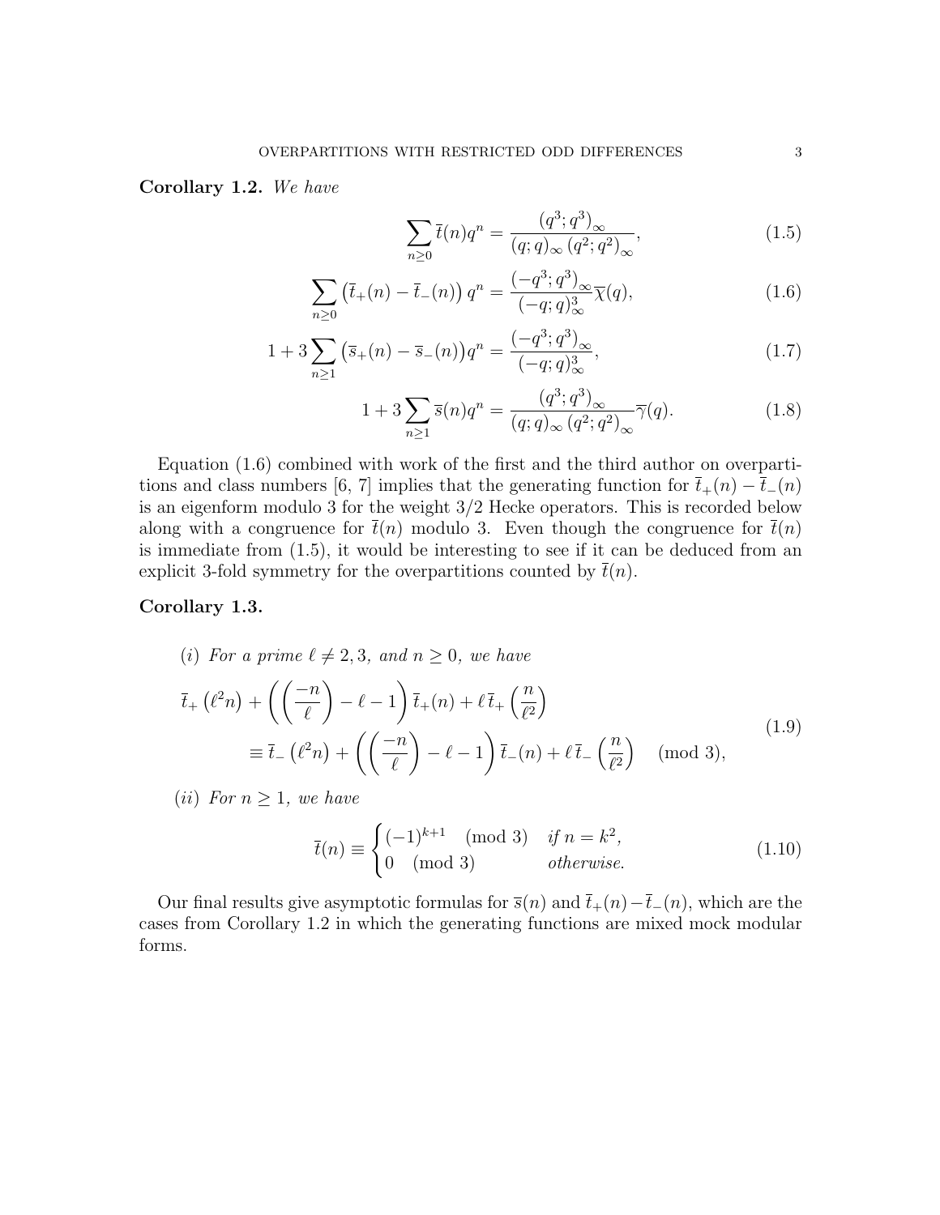**Corollary 1.2.** *We have*

$$\sum_{n\geq 0} \overline{t}(n) q^n = \frac{(q^3;q^3)_\infty}{(q;q)_\infty (q^2;q^2)_\infty}, \tag{1.5}$$

$$\sum_{n\geq 0} \left(\overline{t}_+(n) - \overline{t}_-(n)\right) q^n = \frac{(-q^3;q^3)_\infty}{(-q;q)_\infty^3} \overline{\chi}(q), \tag{1.6}$$

$$1 + 3\sum_{n\geq 1} \left(\overline{s}_+(n) - \overline{s}_-(n)\right) q^n = \frac{(-q^3;q^3)_\infty}{(-q;q)_\infty^3}, \tag{1.7}$$

$$1 + 3\sum_{n\geq 1} \overline{s}(n) q^n = \frac{(q^3;q^3)_\infty}{(q;q)_\infty (q^2;q^2)_\infty} \overline{\gamma}(q). \tag{1.8}$$

Equation (1.6) combined with work of the first and the third author on overpartitions and class numbers [6, 7] implies that the generating function for $\overline{t}_+(n) - \overline{t}_-(n)$ is an eigenform modulo 3 for the weight 3/2 Hecke operators. This is recorded below along with a congruence for $\overline{t}(n)$ modulo 3. Even though the congruence for $\overline{t}(n)$ is immediate from (1.5), it would be interesting to see if it can be deduced from an explicit 3-fold symmetry for the overpartitions counted by $\overline{t}(n)$.

**Corollary 1.3.**

(*i*) *For a prime $\ell \neq 2, 3$, and $n \geq 0$, we have*

$$\begin{aligned}
&\overline{t}_+\left(\ell^2 n\right) + \left(\left(\frac{-n}{\ell}\right) - \ell - 1\right) \overline{t}_+(n) + \ell\, \overline{t}_+\left(\frac{n}{\ell^2}\right) \\
&\qquad \equiv \overline{t}_-\left(\ell^2 n\right) + \left(\left(\frac{-n}{\ell}\right) - \ell - 1\right) \overline{t}_-(n) + \ell\, \overline{t}_-\left(\frac{n}{\ell^2}\right) \pmod 3,
\end{aligned} \tag{1.9}$$

(*ii*) *For $n \geq 1$, we have*

$$\overline{t}(n) \equiv \begin{cases} (-1)^{k+1} \pmod 3 & \text{if } n = k^2, \\ 0 \pmod 3 & \text{otherwise.} \end{cases} \tag{1.10}$$

Our final results give asymptotic formulas for $\overline{s}(n)$ and $\overline{t}_+(n) - \overline{t}_-(n)$, which are the cases from Corollary 1.2 in which the generating functions are mixed mock modular forms.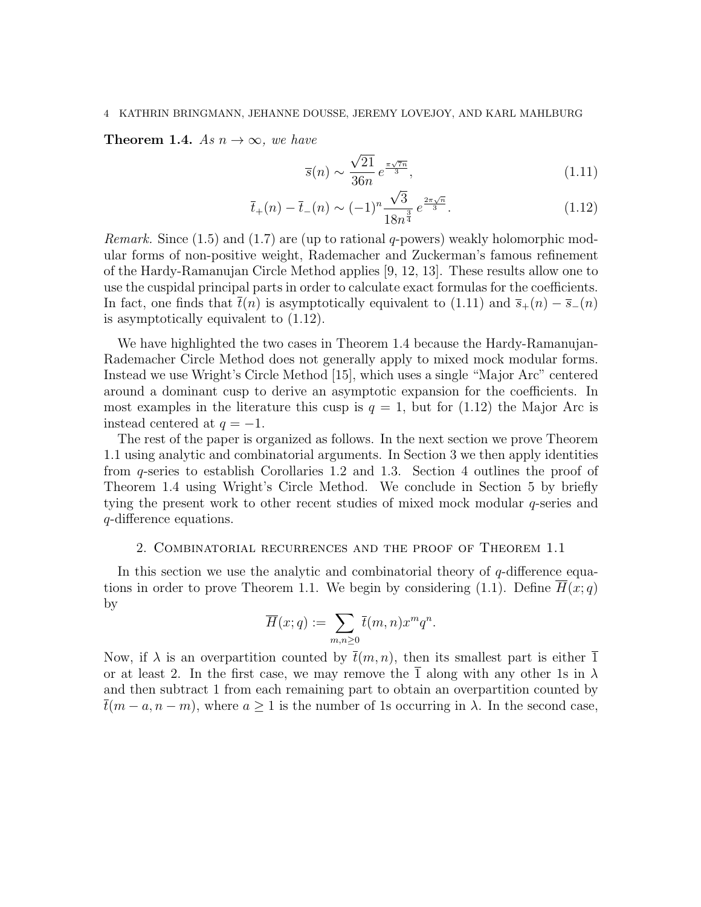**Theorem 1.4.** *As $n \to \infty$, we have*

$$\overline{s}(n) \sim \frac{\sqrt{21}}{36n} e^{\frac{\pi\sqrt{7n}}{3}}, \tag{1.11}$$

$$\overline{t}_+(n) - \overline{t}_-(n) \sim (-1)^n \frac{\sqrt{3}}{18n^{\frac{3}{4}}} e^{\frac{2\pi\sqrt{n}}{3}}. \tag{1.12}$$

*Remark.* Since (1.5) and (1.7) are (up to rational $q$-powers) weakly holomorphic modular forms of non-positive weight, Rademacher and Zuckerman's famous refinement of the Hardy-Ramanujan Circle Method applies [9, 12, 13]. These results allow one to use the cuspidal principal parts in order to calculate exact formulas for the coefficients. In fact, one finds that $\overline{t}(n)$ is asymptotically equivalent to (1.11) and $\overline{s}_+(n) - \overline{s}_-(n)$ is asymptotically equivalent to (1.12).

We have highlighted the two cases in Theorem 1.4 because the Hardy-Ramanujan-Rademacher Circle Method does not generally apply to mixed mock modular forms. Instead we use Wright's Circle Method [15], which uses a single "Major Arc" centered around a dominant cusp to derive an asymptotic expansion for the coefficients. In most examples in the literature this cusp is $q = 1$, but for (1.12) the Major Arc is instead centered at $q = -1$.

The rest of the paper is organized as follows. In the next section we prove Theorem 1.1 using analytic and combinatorial arguments. In Section 3 we then apply identities from $q$-series to establish Corollaries 1.2 and 1.3. Section 4 outlines the proof of Theorem 1.4 using Wright's Circle Method. We conclude in Section 5 by briefly tying the present work to other recent studies of mixed mock modular $q$-series and $q$-difference equations.

## 2. Combinatorial recurrences and the proof of Theorem 1.1

In this section we use the analytic and combinatorial theory of $q$-difference equations in order to prove Theorem 1.1. We begin by considering (1.1). Define $\overline{H}(x;q)$ by

$$\overline{H}(x;q) := \sum_{m,n\geq 0} \overline{t}(m,n) x^m q^n.$$

Now, if $\lambda$ is an overpartition counted by $\overline{t}(m,n)$, then its smallest part is either $\overline{1}$ or at least 2. In the first case, we may remove the $\overline{1}$ along with any other 1s in $\lambda$ and then subtract 1 from each remaining part to obtain an overpartition counted by $\overline{t}(m-a, n-m)$, where $a \geq 1$ is the number of 1s occurring in $\lambda$. In the second case,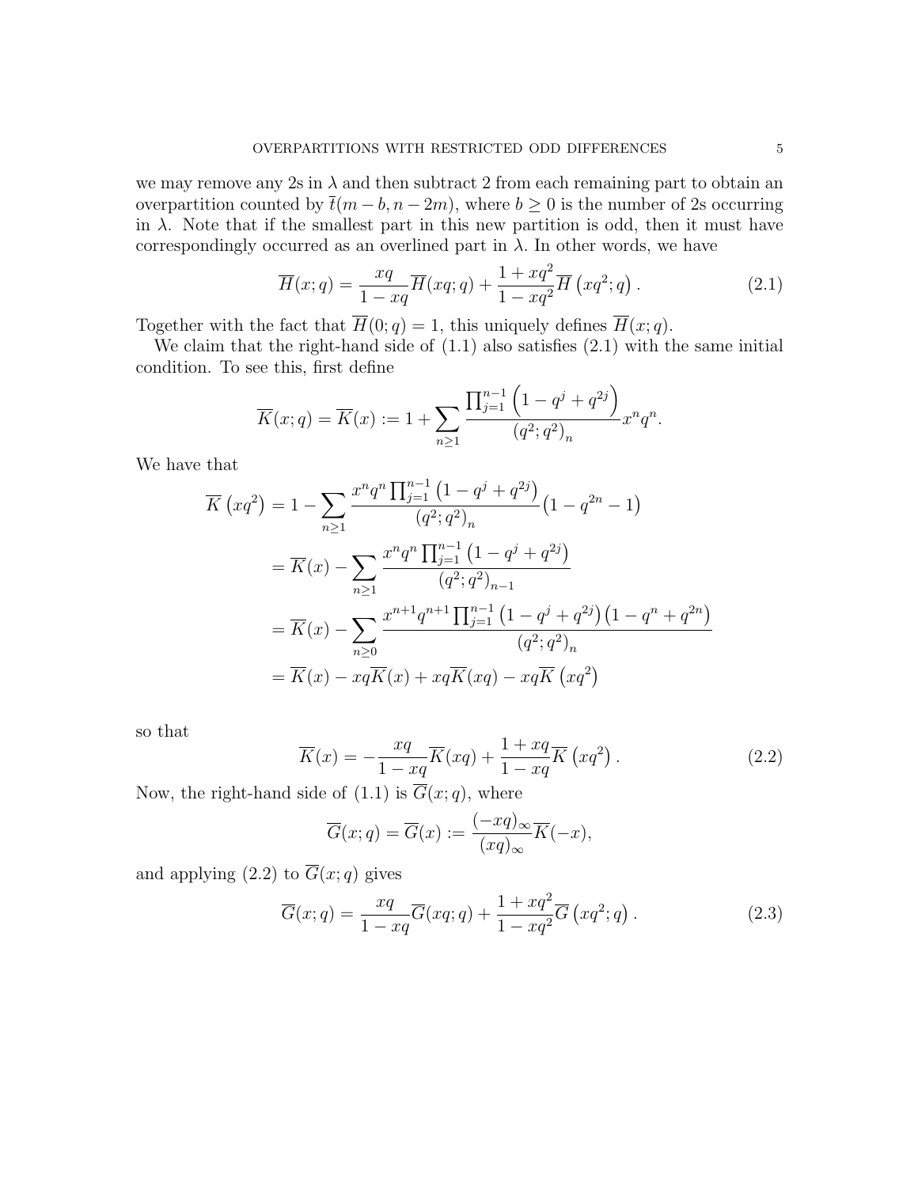we may remove any 2s in $\lambda$ and then subtract 2 from each remaining part to obtain an overpartition counted by $\overline{t}(m-b, n-2m)$, where $b \geq 0$ is the number of 2s occurring in $\lambda$. Note that if the smallest part in this new partition is odd, then it must have correspondingly occurred as an overlined part in $\lambda$. In other words, we have

$$\overline{H}(x;q) = \frac{xq}{1-xq}\overline{H}(xq;q) + \frac{1+xq^2}{1-xq^2}\overline{H}\left(xq^2;q\right). \tag{2.1}$$

Together with the fact that $\overline{H}(0;q) = 1$, this uniquely defines $\overline{H}(x;q)$.

We claim that the right-hand side of (1.1) also satisfies (2.1) with the same initial condition. To see this, first define

$$\overline{K}(x;q) = \overline{K}(x) := 1 + \sum_{n \geq 1} \frac{\prod_{j=1}^{n-1}\left(1-q^j+q^{2j}\right)}{\left(q^2;q^2\right)_n} x^n q^n.$$

We have that

$$\begin{aligned}
\overline{K}\left(xq^2\right) &= 1 - \sum_{n\geq 1} \frac{x^n q^n \prod_{j=1}^{n-1}\left(1-q^j+q^{2j}\right)}{\left(q^2;q^2\right)_n}\left(1-q^{2n}-1\right) \\
&= \overline{K}(x) - \sum_{n\geq 1} \frac{x^n q^n \prod_{j=1}^{n-1}\left(1-q^j+q^{2j}\right)}{\left(q^2;q^2\right)_{n-1}} \\
&= \overline{K}(x) - \sum_{n\geq 0} \frac{x^{n+1} q^{n+1} \prod_{j=1}^{n-1}\left(1-q^j+q^{2j}\right)\left(1-q^n+q^{2n}\right)}{\left(q^2;q^2\right)_n} \\
&= \overline{K}(x) - xq\overline{K}(x) + xq\overline{K}(xq) - xq\overline{K}\left(xq^2\right)
\end{aligned}$$

so that

$$\overline{K}(x) = -\frac{xq}{1-xq}\overline{K}(xq) + \frac{1+xq}{1-xq}\overline{K}\left(xq^2\right). \tag{2.2}$$

Now, the right-hand side of (1.1) is $\overline{G}(x;q)$, where

$$\overline{G}(x;q) = \overline{G}(x) := \frac{(-xq)_\infty}{(xq)_\infty}\overline{K}(-x),$$

and applying (2.2) to $\overline{G}(x;q)$ gives

$$\overline{G}(x;q) = \frac{xq}{1-xq}\overline{G}(xq;q) + \frac{1+xq^2}{1-xq^2}\overline{G}\left(xq^2;q\right). \tag{2.3}$$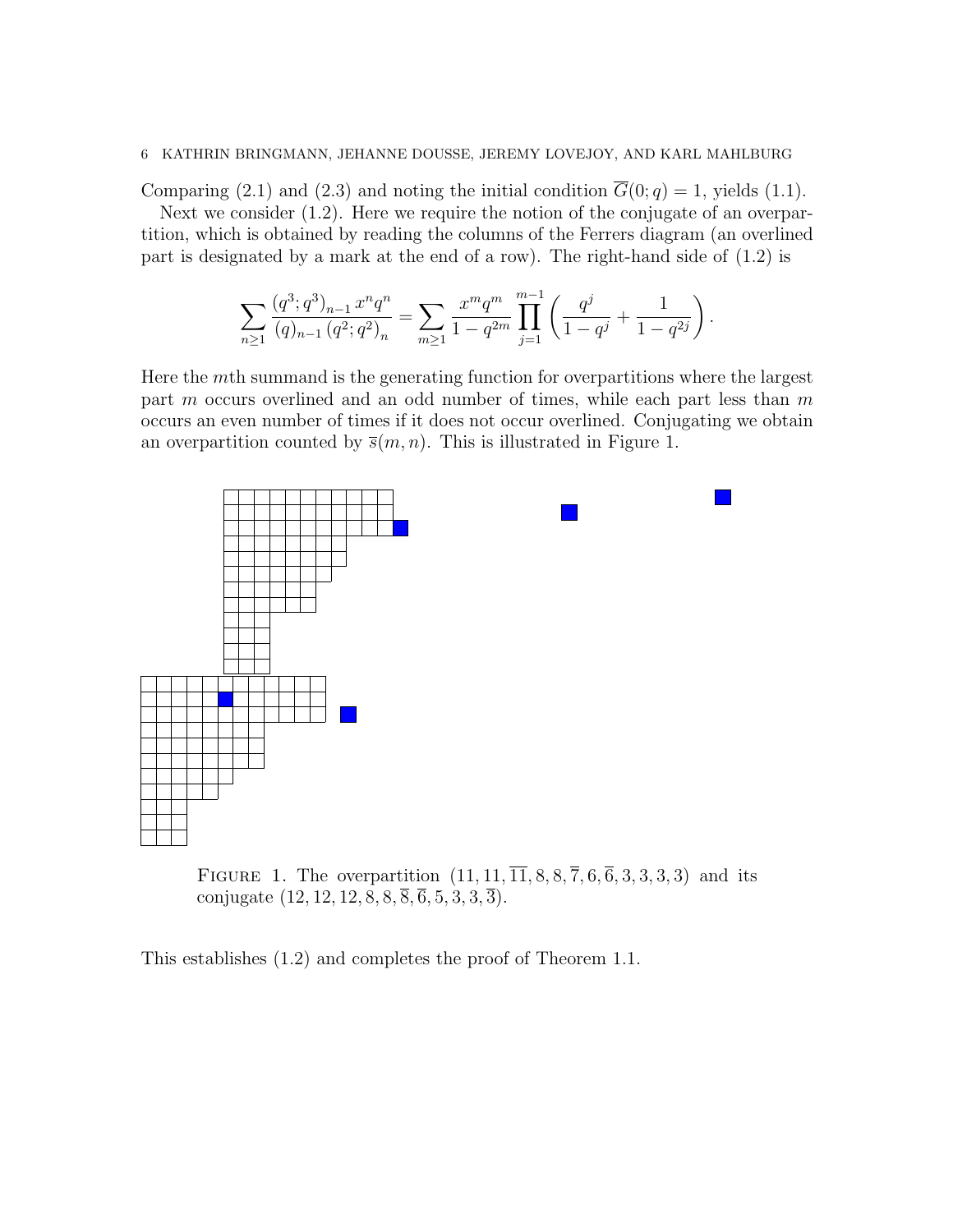Comparing (2.1) and (2.3) and noting the initial condition $\overline{G}(0;q) = 1$, yields (1.1).

Next we consider (1.2). Here we require the notion of the conjugate of an overpartition, which is obtained by reading the columns of the Ferrers diagram (an overlined part is designated by a mark at the end of a row). The right-hand side of (1.2) is

$$\sum_{n\geq 1} \frac{(q^3;q^3)_{n-1}\, x^n q^n}{(q)_{n-1}\,(q^2;q^2)_n} = \sum_{m\geq 1} \frac{x^m q^m}{1-q^{2m}} \prod_{j=1}^{m-1} \left( \frac{q^j}{1-q^j} + \frac{1}{1-q^{2j}} \right).$$

Here the $m$th summand is the generating function for overpartitions where the largest part $m$ occurs overlined and an odd number of times, while each part less than $m$ occurs an even number of times if it does not occur overlined. Conjugating we obtain an overpartition counted by $\overline{s}(m,n)$. This is illustrated in Figure 1.

Figure 1. The overpartition $(11, 11, \overline{11}, 8, 8, \overline{7}, 6, \overline{6}, 3, 3, 3, 3)$ and its conjugate $(12, 12, 12, 8, 8, \overline{8}, \overline{6}, 5, 3, 3, \overline{3})$.

This establishes (1.2) and completes the proof of Theorem 1.1.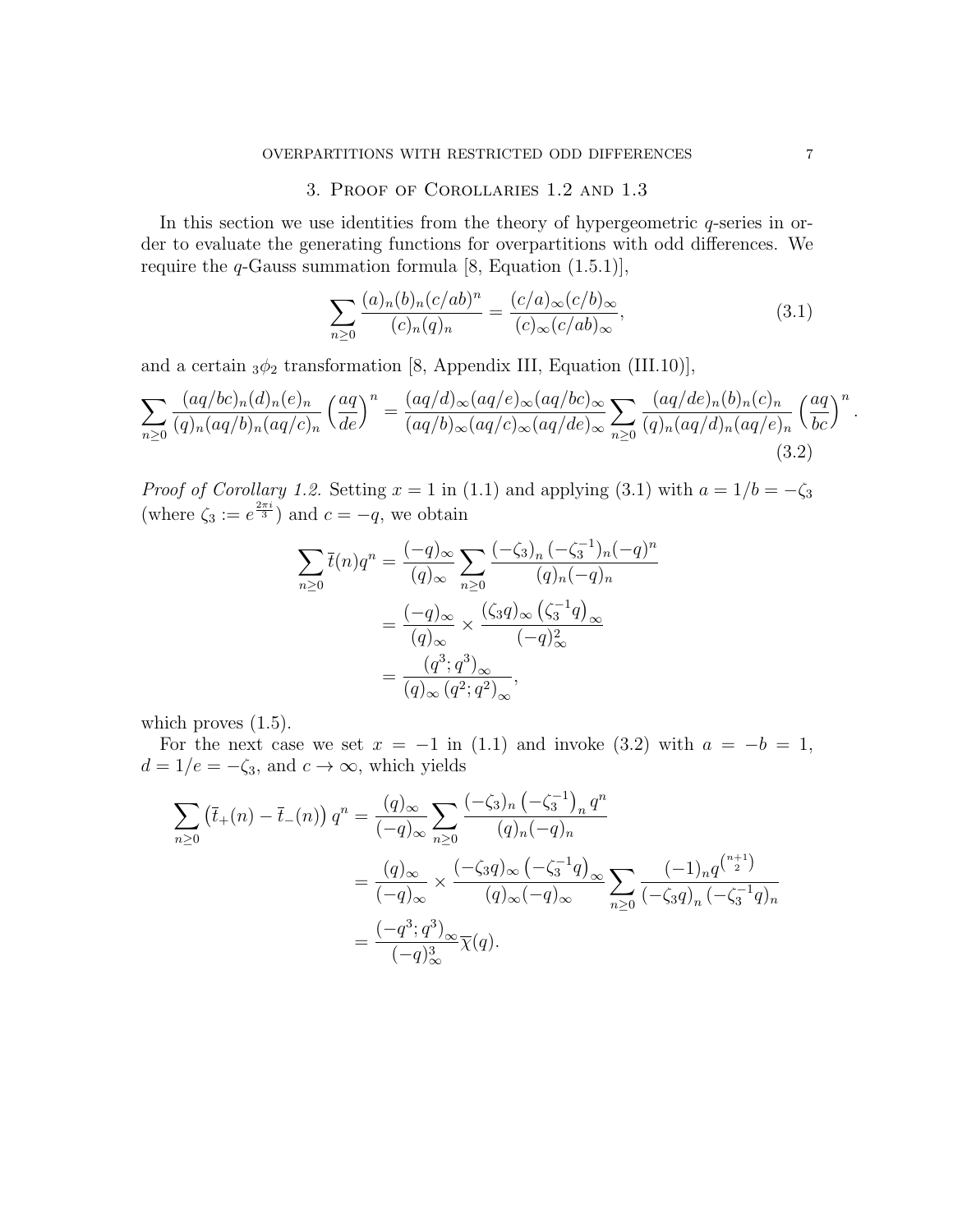## 3. Proof of Corollaries 1.2 and 1.3

In this section we use identities from the theory of hypergeometric $q$-series in order to evaluate the generating functions for overpartitions with odd differences. We require the $q$-Gauss summation formula [8, Equation (1.5.1)],

$$\sum_{n\geq 0} \frac{(a)_n (b)_n (c/ab)^n}{(c)_n (q)_n} = \frac{(c/a)_\infty (c/b)_\infty}{(c)_\infty (c/ab)_\infty}, \tag{3.1}$$

and a certain ${}_3\phi_2$ transformation [8, Appendix III, Equation (III.10)],

$$\sum_{n\geq 0} \frac{(aq/bc)_n (d)_n (e)_n}{(q)_n (aq/b)_n (aq/c)_n} \left(\frac{aq}{de}\right)^n = \frac{(aq/d)_\infty (aq/e)_\infty (aq/bc)_\infty}{(aq/b)_\infty (aq/c)_\infty (aq/de)_\infty} \sum_{n\geq 0} \frac{(aq/de)_n (b)_n (c)_n}{(q)_n (aq/d)_n (aq/e)_n} \left(\frac{aq}{bc}\right)^n. \tag{3.2}$$

*Proof of Corollary 1.2.* Setting $x = 1$ in (1.1) and applying (3.1) with $a = 1/b = -\zeta_3$ (where $\zeta_3 := e^{\frac{2\pi i}{3}}$) and $c = -q$, we obtain

$$\begin{aligned}
\sum_{n\geq 0} \overline{t}(n) q^n &= \frac{(-q)_\infty}{(q)_\infty} \sum_{n\geq 0} \frac{(-\zeta_3)_n (-\zeta_3^{-1})_n (-q)^n}{(q)_n (-q)_n} \\
&= \frac{(-q)_\infty}{(q)_\infty} \times \frac{(\zeta_3 q)_\infty \left(\zeta_3^{-1} q\right)_\infty}{(-q)_\infty^2} \\
&= \frac{(q^3;q^3)_\infty}{(q)_\infty \left(q^2;q^2\right)_\infty},
\end{aligned}$$

which proves (1.5).

For the next case we set $x = -1$ in (1.1) and invoke (3.2) with $a = -b = 1$, $d = 1/e = -\zeta_3$, and $c \to \infty$, which yields

$$\begin{aligned}
\sum_{n\geq 0} \left(\overline{t}_+(n) - \overline{t}_-(n)\right) q^n &= \frac{(q)_\infty}{(-q)_\infty} \sum_{n\geq 0} \frac{(-\zeta_3)_n \left(-\zeta_3^{-1}\right)_n q^n}{(q)_n (-q)_n} \\
&= \frac{(q)_\infty}{(-q)_\infty} \times \frac{(-\zeta_3 q)_\infty \left(-\zeta_3^{-1} q\right)_\infty}{(q)_\infty (-q)_\infty} \sum_{n\geq 0} \frac{(-1)_n q^{\binom{n+1}{2}}}{\left(-\zeta_3 q\right)_n \left(-\zeta_3^{-1} q\right)_n} \\
&= \frac{(-q^3;q^3)_\infty}{(-q)_\infty^3} \overline{\chi}(q).
\end{aligned}$$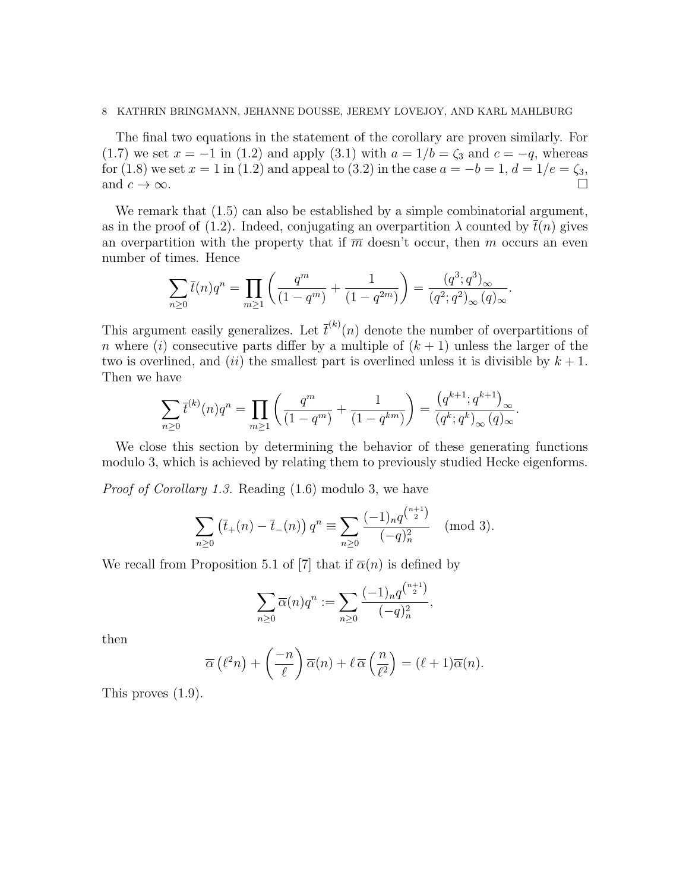The final two equations in the statement of the corollary are proven similarly. For (1.7) we set $x = -1$ in (1.2) and apply (3.1) with $a = 1/b = \zeta_3$ and $c = -q$, whereas for (1.8) we set $x = 1$ in (1.2) and appeal to (3.2) in the case $a = -b = 1$, $d = 1/e = \zeta_3$, and $c \to \infty$. $\square$

We remark that (1.5) can also be established by a simple combinatorial argument, as in the proof of (1.2). Indeed, conjugating an overpartition $\lambda$ counted by $\overline{t}(n)$ gives an overpartition with the property that if $\overline{m}$ doesn't occur, then $m$ occurs an even number of times. Hence

$$\sum_{n\geq 0} \overline{t}(n) q^n = \prod_{m\geq 1} \left( \frac{q^m}{(1-q^m)} + \frac{1}{(1-q^{2m})} \right) = \frac{(q^3;q^3)_\infty}{(q^2;q^2)_\infty (q)_\infty}.$$

This argument easily generalizes. Let $\overline{t}^{(k)}(n)$ denote the number of overpartitions of $n$ where $(i)$ consecutive parts differ by a multiple of $(k+1)$ unless the larger of the two is overlined, and $(ii)$ the smallest part is overlined unless it is divisible by $k+1$. Then we have

$$\sum_{n\geq 0} \overline{t}^{(k)}(n) q^n = \prod_{m\geq 1} \left( \frac{q^m}{(1-q^m)} + \frac{1}{(1-q^{km})} \right) = \frac{\left(q^{k+1};q^{k+1}\right)_\infty}{(q^k;q^k)_\infty (q)_\infty}.$$

We close this section by determining the behavior of these generating functions modulo 3, which is achieved by relating them to previously studied Hecke eigenforms.

*Proof of Corollary 1.3.* Reading (1.6) modulo 3, we have

$$\sum_{n\geq 0} \left( \overline{t}_+(n) - \overline{t}_-(n) \right) q^n \equiv \sum_{n\geq 0} \frac{(-1)_n q^{\binom{n+1}{2}}}{(-q)_n^2} \pmod 3.$$

We recall from Proposition 5.1 of [7] that if $\overline{\alpha}(n)$ is defined by

$$\sum_{n\geq 0} \overline{\alpha}(n) q^n := \sum_{n\geq 0} \frac{(-1)_n q^{\binom{n+1}{2}}}{(-q)_n^2},$$

then

$$\overline{\alpha}\left(\ell^2 n\right) + \left(\frac{-n}{\ell}\right) \overline{\alpha}(n) + \ell\, \overline{\alpha}\left(\frac{n}{\ell^2}\right) = (\ell+1)\overline{\alpha}(n).$$

This proves (1.9).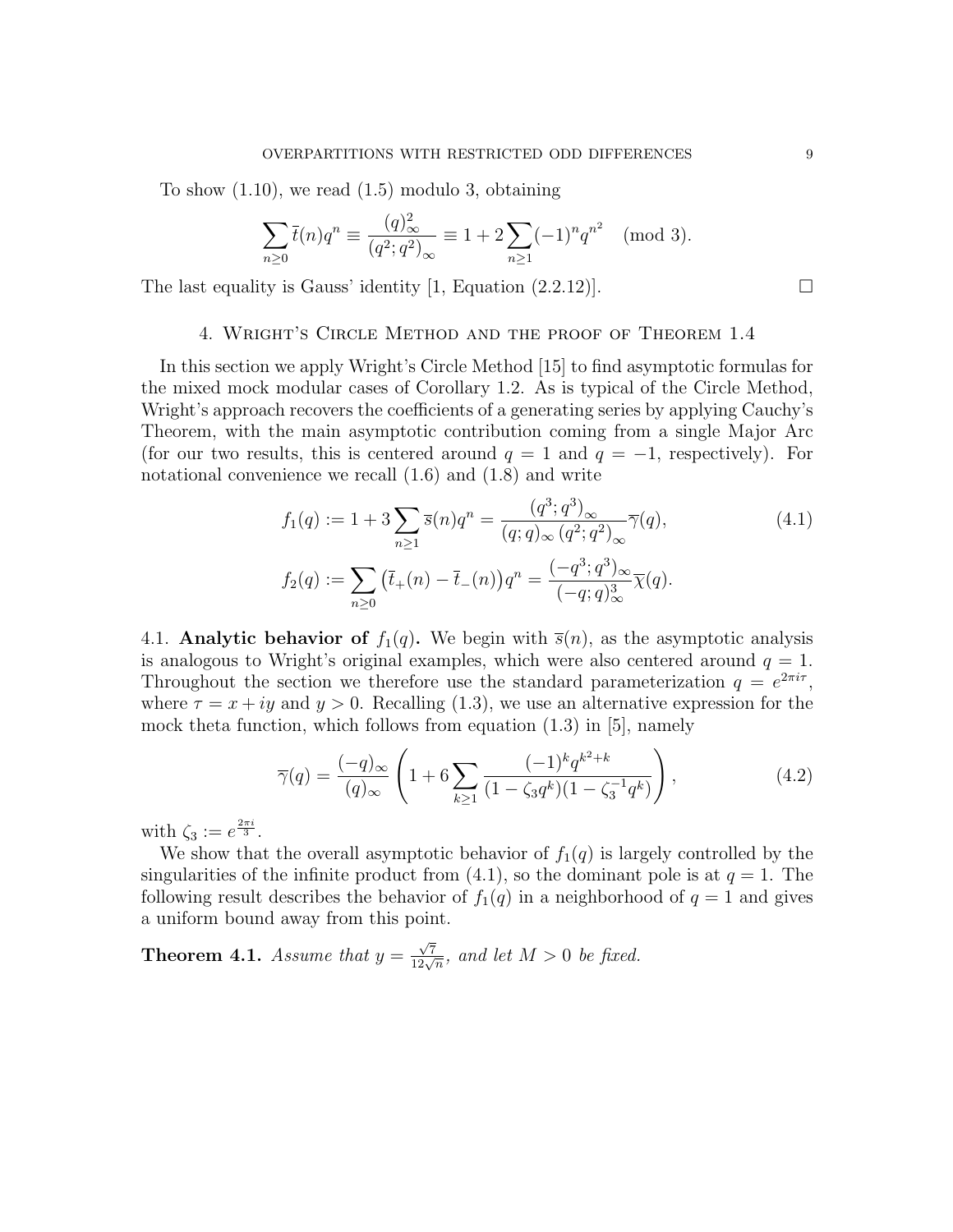To show (1.10), we read (1.5) modulo 3, obtaining

$$\sum_{n\geq 0} \overline{t}(n)q^n \equiv \frac{(q)_\infty^2}{(q^2;q^2)_\infty} \equiv 1 + 2\sum_{n\geq 1}(-1)^n q^{n^2} \pmod 3.$$

The last equality is Gauss' identity [1, Equation (2.2.12)]. $\square$

## 4. Wright's Circle Method and the proof of Theorem 1.4

In this section we apply Wright's Circle Method [15] to find asymptotic formulas for the mixed mock modular cases of Corollary 1.2. As is typical of the Circle Method, Wright's approach recovers the coefficients of a generating series by applying Cauchy's Theorem, with the main asymptotic contribution coming from a single Major Arc (for our two results, this is centered around $q = 1$ and $q = -1$, respectively). For notational convenience we recall (1.6) and (1.8) and write

$$f_1(q) := 1 + 3\sum_{n\geq 1} \overline{s}(n)q^n = \frac{(q^3;q^3)_\infty}{(q;q)_\infty (q^2;q^2)_\infty}\overline{\gamma}(q), \tag{4.1}$$

$$f_2(q) := \sum_{n\geq 0}\left(\overline{t}_+(n) - \overline{t}_-(n)\right)q^n = \frac{(-q^3;q^3)_\infty}{(-q;q)_\infty^3}\overline{\chi}(q).$$

### 4.1. Analytic behavior of $f_1(q)$.

We begin with $\overline{s}(n)$, as the asymptotic analysis is analogous to Wright's original examples, which were also centered around $q = 1$. Throughout the section we therefore use the standard parameterization $q = e^{2\pi i\tau}$, where $\tau = x + iy$ and $y > 0$. Recalling (1.3), we use an alternative expression for the mock theta function, which follows from equation (1.3) in [5], namely

$$\overline{\gamma}(q) = \frac{(-q)_\infty}{(q)_\infty}\left(1 + 6\sum_{k\geq 1}\frac{(-1)^k q^{k^2+k}}{(1-\zeta_3 q^k)(1-\zeta_3^{-1}q^k)}\right), \tag{4.2}$$

with $\zeta_3 := e^{\frac{2\pi i}{3}}$.

We show that the overall asymptotic behavior of $f_1(q)$ is largely controlled by the singularities of the infinite product from (4.1), so the dominant pole is at $q = 1$. The following result describes the behavior of $f_1(q)$ in a neighborhood of $q = 1$ and gives a uniform bound away from this point.

**Theorem 4.1.** *Assume that $y = \frac{\sqrt{7}}{12\sqrt{n}}$, and let $M > 0$ be fixed.*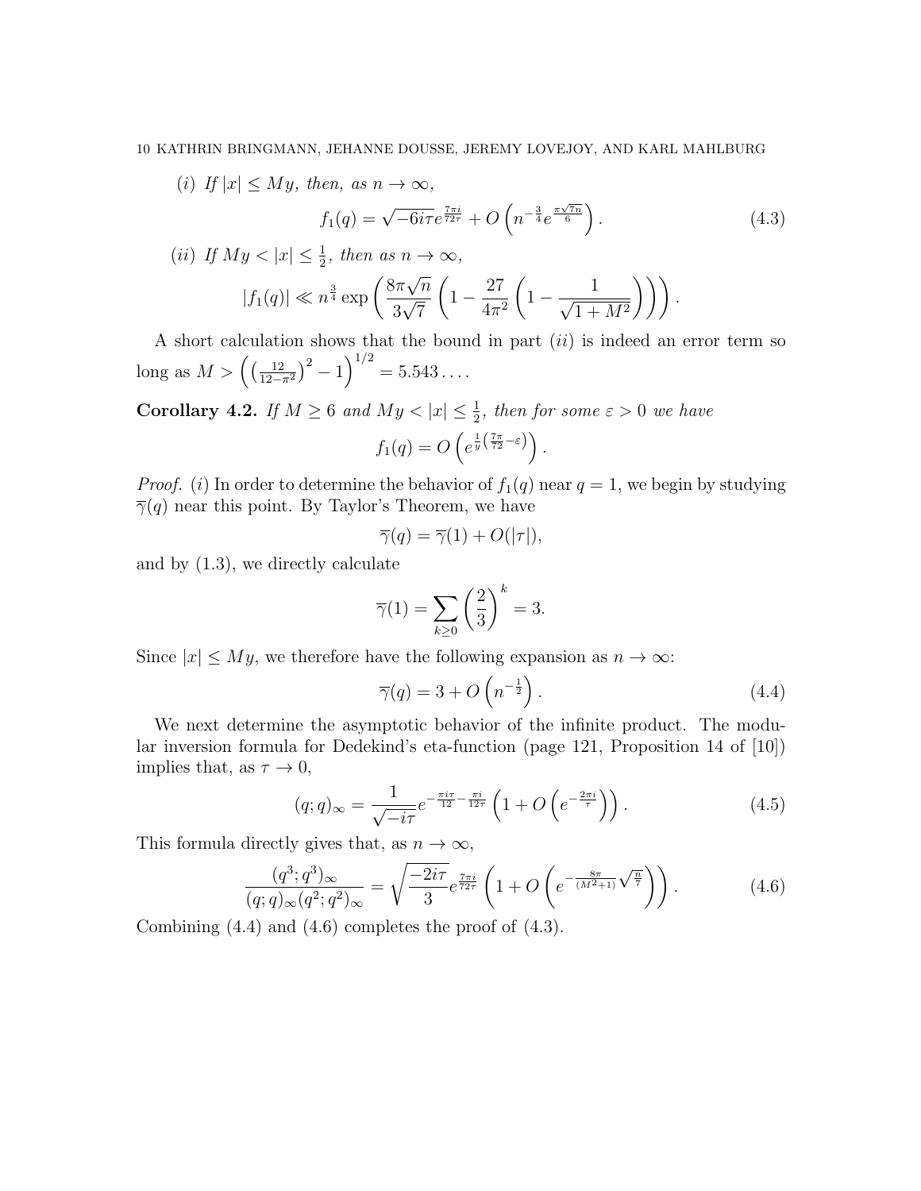(*i*) If $|x| \leq My$, then, as $n \to \infty$,

$$f_1(q) = \sqrt{-6i\tau}\, e^{\frac{7\pi i}{72\tau}} + O\left(n^{-\frac{3}{4}} e^{\frac{\pi\sqrt{7n}}{6}}\right). \tag{4.3}$$

(*ii*) If $My < |x| \leq \frac{1}{2}$, then as $n \to \infty$,

$$|f_1(q)| \ll n^{\frac{3}{4}} \exp\left(\frac{8\pi\sqrt{n}}{3\sqrt{7}}\left(1 - \frac{27}{4\pi^2}\left(1 - \frac{1}{\sqrt{1+M^2}}\right)\right)\right).$$

A short calculation shows that the bound in part (*ii*) is indeed an error term so long as $M > \left(\left(\frac{12}{12-\pi^2}\right)^2 - 1\right)^{1/2} = 5.543\ldots$.

**Corollary 4.2.** *If $M \geq 6$ and $My < |x| \leq \frac{1}{2}$, then for some $\varepsilon > 0$ we have*

$$f_1(q) = O\left(e^{\frac{1}{y}\left(\frac{7\pi}{72} - \varepsilon\right)}\right).$$

*Proof.* (*i*) In order to determine the behavior of $f_1(q)$ near $q = 1$, we begin by studying $\overline{\gamma}(q)$ near this point. By Taylor's Theorem, we have

$$\overline{\gamma}(q) = \overline{\gamma}(1) + O(|\tau|),$$

and by (1.3), we directly calculate

$$\overline{\gamma}(1) = \sum_{k \geq 0} \left(\frac{2}{3}\right)^k = 3.$$

Since $|x| \leq My$, we therefore have the following expansion as $n \to \infty$:

$$\overline{\gamma}(q) = 3 + O\left(n^{-\frac{1}{2}}\right). \tag{4.4}$$

We next determine the asymptotic behavior of the infinite product. The modular inversion formula for Dedekind's eta-function (page 121, Proposition 14 of [10]) implies that, as $\tau \to 0$,

$$(q;q)_\infty = \frac{1}{\sqrt{-i\tau}} e^{-\frac{\pi i \tau}{12} - \frac{\pi i}{12\tau}} \left(1 + O\left(e^{-\frac{2\pi i}{\tau}}\right)\right). \tag{4.5}$$

This formula directly gives that, as $n \to \infty$,

$$\frac{(q^3;q^3)_\infty}{(q;q)_\infty (q^2;q^2)_\infty} = \sqrt{\frac{-2i\tau}{3}}\, e^{\frac{7\pi i}{72\tau}} \left(1 + O\left(e^{-\frac{8\pi}{(M^2+1)}\sqrt{\frac{n}{7}}}\right)\right). \tag{4.6}$$

Combining (4.4) and (4.6) completes the proof of (4.3).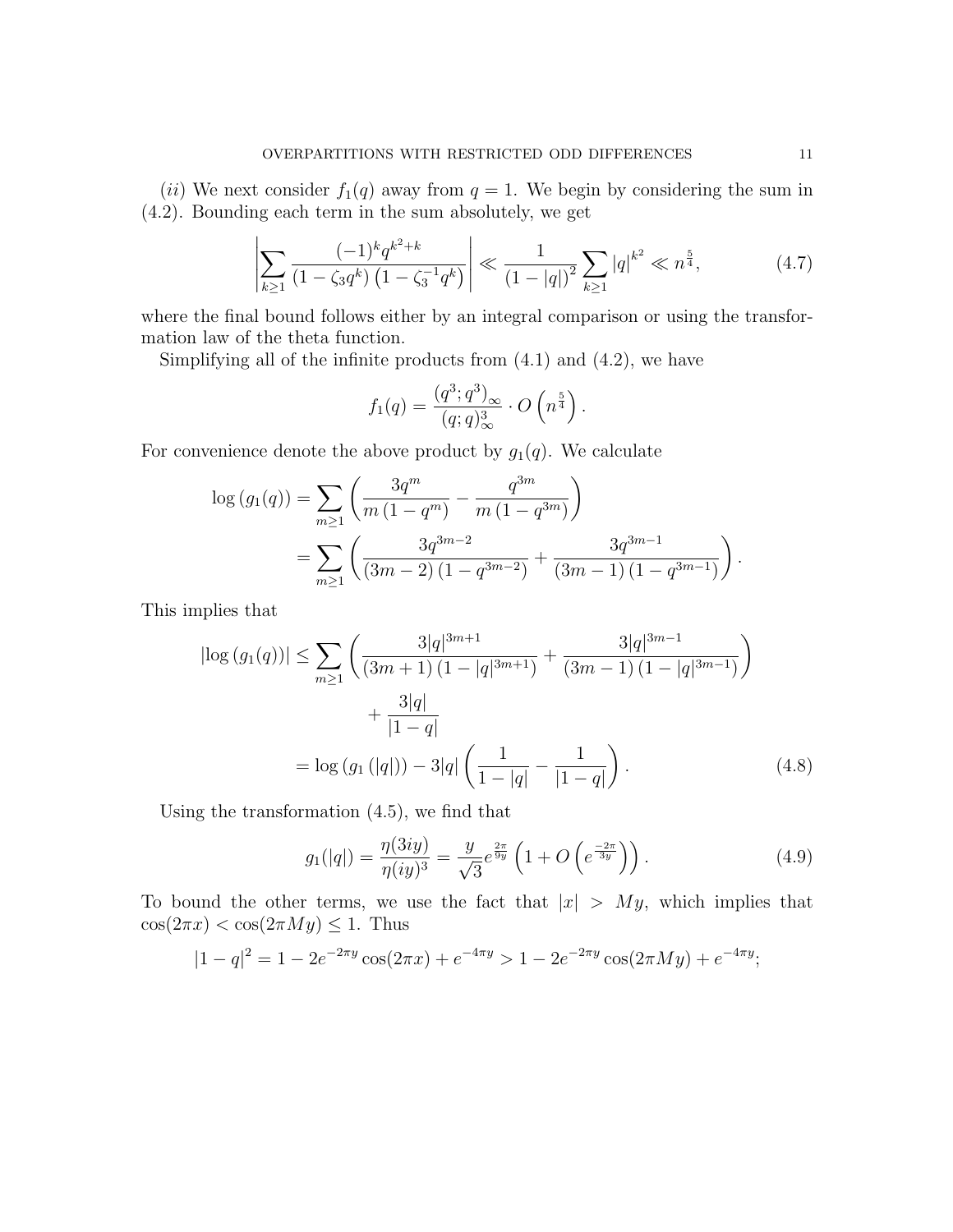$(ii)$ We next consider $f_1(q)$ away from $q = 1$. We begin by considering the sum in (4.2). Bounding each term in the sum absolutely, we get

$$\left| \sum_{k\geq 1} \frac{(-1)^k q^{k^2+k}}{\left(1-\zeta_3 q^k\right)\left(1-\zeta_3^{-1} q^k\right)} \right| \ll \frac{1}{\left(1-|q|\right)^2} \sum_{k\geq 1} |q|^{k^2} \ll n^{\frac{5}{4}}, \tag{4.7}$$

where the final bound follows either by an integral comparison or using the transformation law of the theta function.

Simplifying all of the infinite products from (4.1) and (4.2), we have

$$f_1(q) = \frac{\left(q^3;q^3\right)_\infty}{(q;q)_\infty^3} \cdot O\left(n^{\frac{5}{4}}\right).$$

For convenience denote the above product by $g_1(q)$. We calculate

$$\begin{aligned} \log\left(g_1(q)\right) &= \sum_{m\geq 1} \left( \frac{3q^m}{m\left(1-q^m\right)} - \frac{q^{3m}}{m\left(1-q^{3m}\right)} \right) \\ &= \sum_{m\geq 1} \left( \frac{3q^{3m-2}}{(3m-2)\left(1-q^{3m-2}\right)} + \frac{3q^{3m-1}}{(3m-1)\left(1-q^{3m-1}\right)} \right). \end{aligned}$$

This implies that

$$\begin{aligned} \left|\log\left(g_1(q)\right)\right| &\leq \sum_{m\geq 1} \left( \frac{3|q|^{3m+1}}{(3m+1)\left(1-|q|^{3m+1}\right)} + \frac{3|q|^{3m-1}}{(3m-1)\left(1-|q|^{3m-1}\right)} \right) \\ &\qquad + \frac{3|q|}{|1-q|} \\ &= \log\left(g_1\left(|q|\right)\right) - 3|q|\left(\frac{1}{1-|q|} - \frac{1}{|1-q|}\right). \end{aligned} \tag{4.8}$$

Using the transformation (4.5), we find that

$$g_1(|q|) = \frac{\eta(3iy)}{\eta(iy)^3} = \frac{y}{\sqrt{3}} e^{\frac{2\pi}{9y}} \left(1 + O\left(e^{\frac{-2\pi}{3y}}\right)\right). \tag{4.9}$$

To bound the other terms, we use the fact that $|x| > My$, which implies that $\cos(2\pi x) < \cos(2\pi My) \leq 1$. Thus

$$|1-q|^2 = 1 - 2e^{-2\pi y}\cos(2\pi x) + e^{-4\pi y} > 1 - 2e^{-2\pi y}\cos(2\pi My) + e^{-4\pi y};$$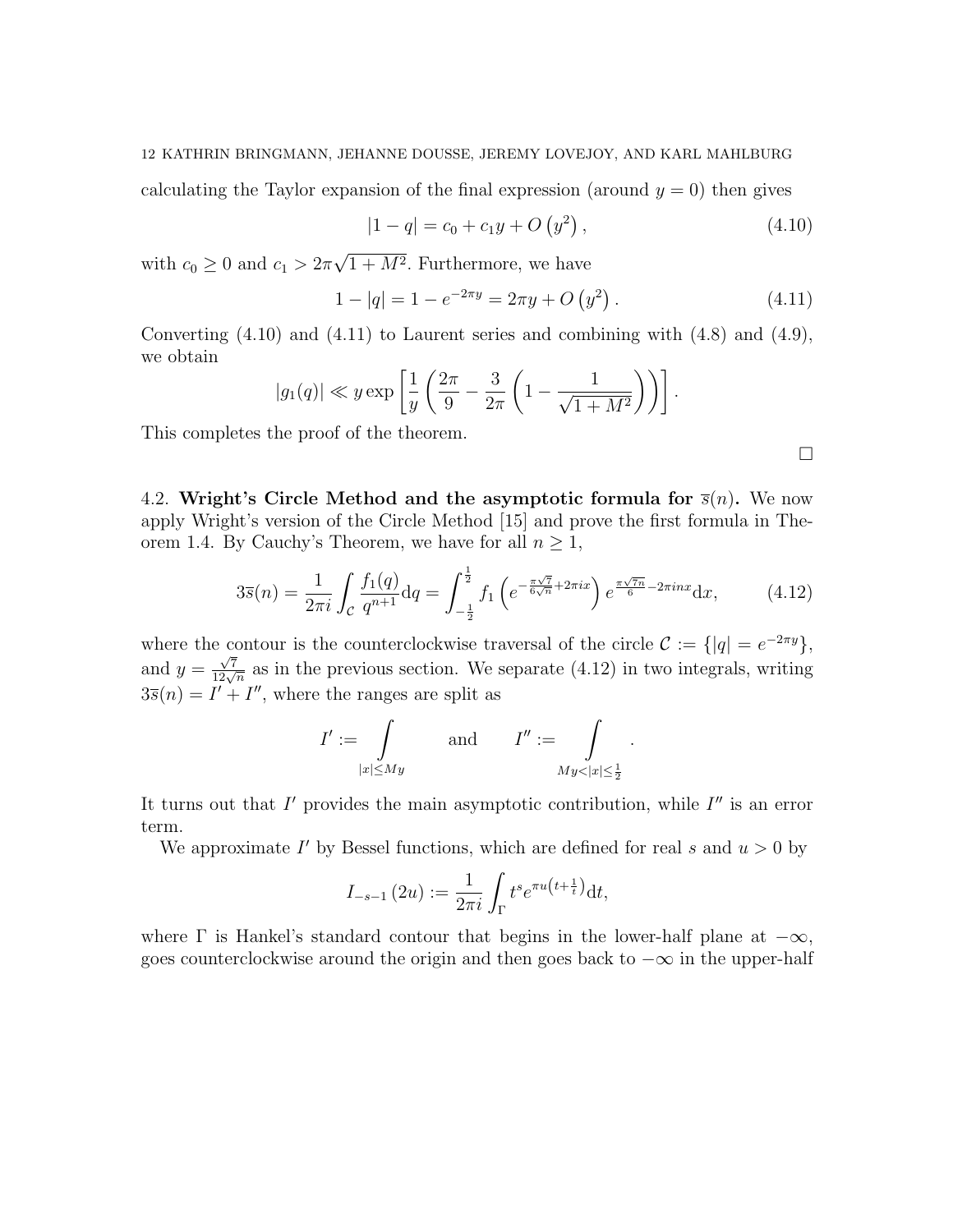calculating the Taylor expansion of the final expression (around $y = 0$) then gives

$$|1 - q| = c_0 + c_1 y + O\left(y^2\right), \tag{4.10}$$

with $c_0 \geq 0$ and $c_1 > 2\pi\sqrt{1 + M^2}$. Furthermore, we have

$$1 - |q| = 1 - e^{-2\pi y} = 2\pi y + O\left(y^2\right). \tag{4.11}$$

Converting (4.10) and (4.11) to Laurent series and combining with (4.8) and (4.9), we obtain

$$|g_1(q)| \ll y \exp\left[\frac{1}{y}\left(\frac{2\pi}{9} - \frac{3}{2\pi}\left(1 - \frac{1}{\sqrt{1+M^2}}\right)\right)\right].$$

This completes the proof of the theorem.

$\square$

4.2. **Wright's Circle Method and the asymptotic formula for $\overline{s}(n)$.** We now apply Wright's version of the Circle Method [15] and prove the first formula in Theorem 1.4. By Cauchy's Theorem, we have for all $n \geq 1$,

$$3\overline{s}(n) = \frac{1}{2\pi i}\int_{\mathcal{C}} \frac{f_1(q)}{q^{n+1}} \mathrm{d}q = \int_{-\frac{1}{2}}^{\frac{1}{2}} f_1\left(e^{-\frac{\pi\sqrt{7}}{6\sqrt{n}} + 2\pi i x}\right) e^{\frac{\pi\sqrt{7n}}{6} - 2\pi i n x} \mathrm{d}x, \tag{4.12}$$

where the contour is the counterclockwise traversal of the circle $\mathcal{C} := \{|q| = e^{-2\pi y}\}$, and $y = \frac{\sqrt{7}}{12\sqrt{n}}$ as in the previous section. We separate (4.12) in two integrals, writing $3\overline{s}(n) = I' + I''$, where the ranges are split as

$$I' := \int\limits_{|x| \leq My} \qquad \text{and} \qquad I'' := \int\limits_{My < |x| \leq \frac{1}{2}}.$$

It turns out that $I'$ provides the main asymptotic contribution, while $I''$ is an error term.

We approximate $I'$ by Bessel functions, which are defined for real $s$ and $u > 0$ by

$$I_{-s-1}(2u) := \frac{1}{2\pi i}\int_{\Gamma} t^s e^{\pi u \left(t + \frac{1}{t}\right)} \mathrm{d}t,$$

where $\Gamma$ is Hankel's standard contour that begins in the lower-half plane at $-\infty$, goes counterclockwise around the origin and then goes back to $-\infty$ in the upper-half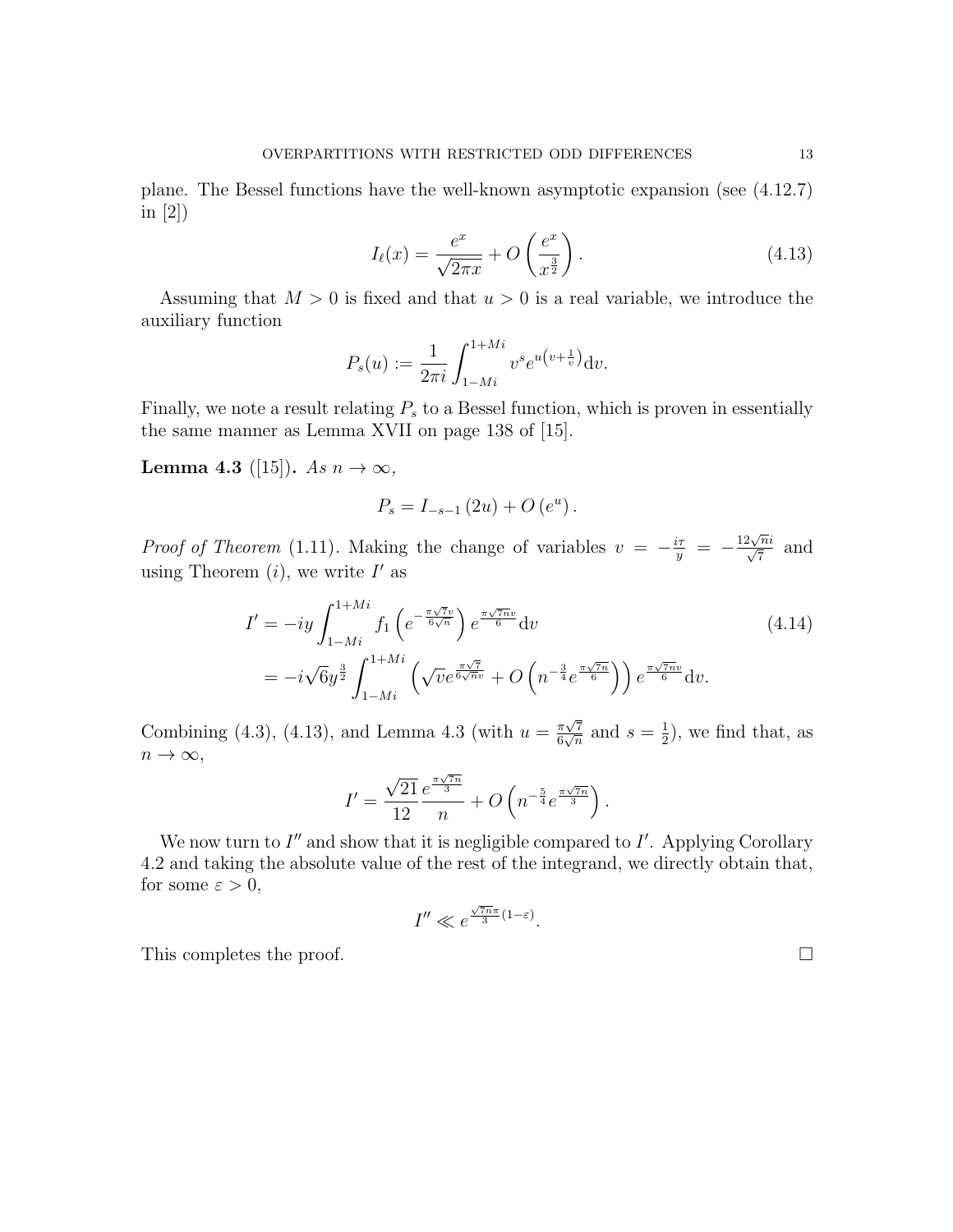plane. The Bessel functions have the well-known asymptotic expansion (see (4.12.7) in [2])

$$I_\ell(x) = \frac{e^x}{\sqrt{2\pi x}} + O\left(\frac{e^x}{x^{\frac{3}{2}}}\right). \tag{4.13}$$

Assuming that $M > 0$ is fixed and that $u > 0$ is a real variable, we introduce the auxiliary function

$$P_s(u) := \frac{1}{2\pi i}\int_{1-Mi}^{1+Mi} v^s e^{u\left(v+\frac{1}{v}\right)} \mathrm{d}v.$$

Finally, we note a result relating $P_s$ to a Bessel function, which is proven in essentially the same manner as Lemma XVII on page 138 of [15].

**Lemma 4.3** ([15]). *As $n \to \infty$,*

$$P_s = I_{-s-1}(2u) + O\left(e^u\right).$$

*Proof of Theorem* (1.11). Making the change of variables $v = -\frac{i\tau}{y} = -\frac{12\sqrt{n}i}{\sqrt{7}}$ and using Theorem $(i)$, we write $I'$ as

$$\begin{aligned}
I' &= -iy\int_{1-Mi}^{1+Mi} f_1\left(e^{-\frac{\pi\sqrt{7}v}{6\sqrt{n}}}\right) e^{\frac{\pi\sqrt{7n}v}{6}} \mathrm{d}v \\
&= -i\sqrt{6}y^{\frac{3}{2}}\int_{1-Mi}^{1+Mi} \left(\sqrt{v}e^{\frac{\pi\sqrt{7}}{6\sqrt{n}v}} + O\left(n^{-\frac{3}{4}}e^{\frac{\pi\sqrt{7n}}{6}}\right)\right) e^{\frac{\pi\sqrt{7n}v}{6}} \mathrm{d}v.
\end{aligned} \tag{4.14}$$

Combining (4.3), (4.13), and Lemma 4.3 (with $u = \frac{\pi\sqrt{7}}{6\sqrt{n}}$ and $s = \frac{1}{2}$), we find that, as $n \to \infty$,

$$I' = \frac{\sqrt{21}}{12}\frac{e^{\frac{\pi\sqrt{7n}}{3}}}{n} + O\left(n^{-\frac{5}{4}}e^{\frac{\pi\sqrt{7n}}{3}}\right).$$

We now turn to $I''$ and show that it is negligible compared to $I'$. Applying Corollary 4.2 and taking the absolute value of the rest of the integrand, we directly obtain that, for some $\varepsilon > 0$,

$$I'' \ll e^{\frac{\sqrt{7n}\pi}{3}(1-\varepsilon)}.$$

This completes the proof. $\square$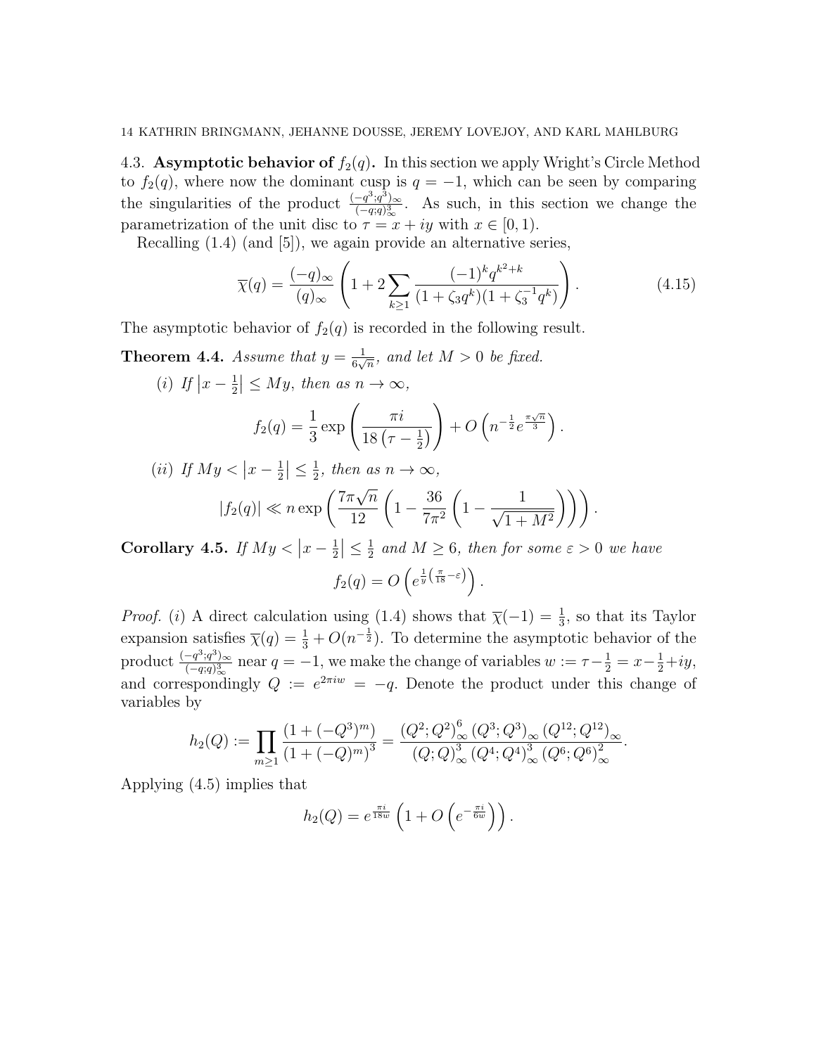### 4.3. Asymptotic behavior of $f_2(q)$.

In this section we apply Wright's Circle Method to $f_2(q)$, where now the dominant cusp is $q=-1$, which can be seen by comparing the singularities of the product $\frac{(-q^3;q^3)_\infty}{(-q;q)_\infty^3}$. As such, in this section we change the parametrization of the unit disc to $\tau = x+iy$ with $x\in[0,1)$.

Recalling (1.4) (and [5]), we again provide an alternative series,

$$\overline{\chi}(q) = \frac{(-q)_\infty}{(q)_\infty}\left(1+2\sum_{k\geq 1}\frac{(-1)^k q^{k^2+k}}{(1+\zeta_3 q^k)(1+\zeta_3^{-1}q^k)}\right). \tag{4.15}$$

The asymptotic behavior of $f_2(q)$ is recorded in the following result.

**Theorem 4.4.** *Assume that $y=\frac{1}{6\sqrt{n}}$, and let $M>0$ be fixed.*

*(i) If $\left|x-\frac{1}{2}\right|\leq My$, then as $n\to\infty$,*

$$f_2(q) = \frac{1}{3}\exp\left(\frac{\pi i}{18\left(\tau-\frac{1}{2}\right)}\right) + O\left(n^{-\frac{1}{2}}e^{\frac{\pi\sqrt{n}}{3}}\right).$$

*(ii) If $My<\left|x-\frac{1}{2}\right|\leq\frac{1}{2}$, then as $n\to\infty$,*

$$|f_2(q)| \ll n\exp\left(\frac{7\pi\sqrt{n}}{12}\left(1-\frac{36}{7\pi^2}\left(1-\frac{1}{\sqrt{1+M^2}}\right)\right)\right).$$

**Corollary 4.5.** *If $My<\left|x-\frac{1}{2}\right|\leq\frac{1}{2}$ and $M\geq 6$, then for some $\varepsilon>0$ we have*

$$f_2(q) = O\left(e^{\frac{1}{y}\left(\frac{\pi}{18}-\varepsilon\right)}\right).$$

*Proof.* (i) A direct calculation using (1.4) shows that $\overline{\chi}(-1)=\frac{1}{3}$, so that its Taylor expansion satisfies $\overline{\chi}(q)=\frac{1}{3}+O(n^{-\frac{1}{2}})$. To determine the asymptotic behavior of the product $\frac{(-q^3;q^3)_\infty}{(-q;q)_\infty^3}$ near $q=-1$, we make the change of variables $w:=\tau-\frac{1}{2}=x-\frac{1}{2}+iy$, and correspondingly $Q:=e^{2\pi i w}=-q$. Denote the product under this change of variables by

$$h_2(Q) := \prod_{m\geq 1}\frac{(1+(-Q^3)^m)}{(1+(-Q)^m)^3} = \frac{\left(Q^2;Q^2\right)_\infty^6\left(Q^3;Q^3\right)_\infty\left(Q^{12};Q^{12}\right)_\infty}{\left(Q;Q\right)_\infty^3\left(Q^4;Q^4\right)_\infty^3\left(Q^6;Q^6\right)_\infty^2}.$$

Applying (4.5) implies that

$$h_2(Q) = e^{\frac{\pi i}{18w}}\left(1+O\left(e^{-\frac{\pi i}{6w}}\right)\right).$$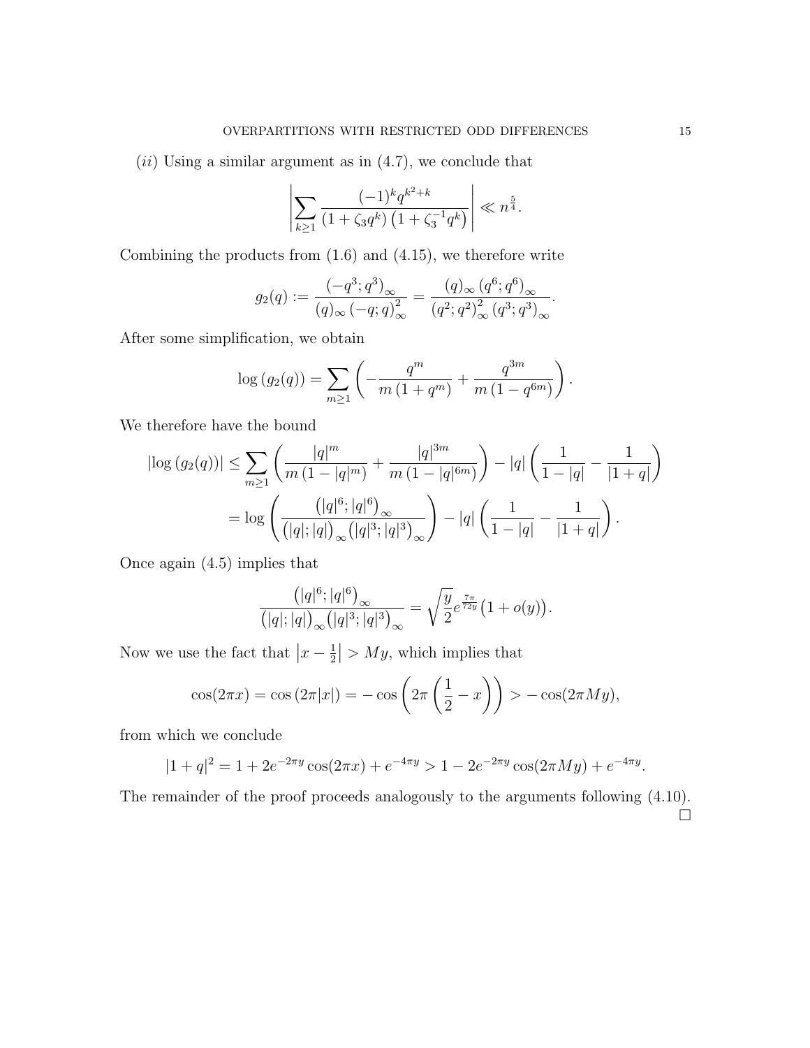$(ii)$ Using a similar argument as in (4.7), we conclude that

$$\left|\sum_{k\geq 1}\frac{(-1)^k q^{k^2+k}}{\left(1+\zeta_3 q^k\right)\left(1+\zeta_3^{-1}q^k\right)}\right| \ll n^{\frac{5}{4}}.$$

Combining the products from (1.6) and (4.15), we therefore write

$$g_2(q) := \frac{\left(-q^3;q^3\right)_\infty}{(q)_\infty\left(-q;q\right)_\infty^2} = \frac{(q)_\infty\left(q^6;q^6\right)_\infty}{\left(q^2;q^2\right)_\infty^2\left(q^3;q^3\right)_\infty}.$$

After some simplification, we obtain

$$\log\left(g_2(q)\right) = \sum_{m\geq 1}\left(-\frac{q^m}{m\left(1+q^m\right)}+\frac{q^{3m}}{m\left(1-q^{6m}\right)}\right).$$

We therefore have the bound

$$\begin{aligned}
|\log\left(g_2(q)\right)| &\leq \sum_{m\geq 1}\left(\frac{|q|^m}{m\left(1-|q|^m\right)}+\frac{|q|^{3m}}{m\left(1-|q|^{6m}\right)}\right) - |q|\left(\frac{1}{1-|q|}-\frac{1}{|1+q|}\right)\\
&= \log\left(\frac{\left(|q|^6;|q|^6\right)_\infty}{\left(|q|;|q|\right)_\infty\left(|q|^3;|q|^3\right)_\infty}\right) - |q|\left(\frac{1}{1-|q|}-\frac{1}{|1+q|}\right).
\end{aligned}$$

Once again (4.5) implies that

$$\frac{\left(|q|^6;|q|^6\right)_\infty}{\left(|q|;|q|\right)_\infty\left(|q|^3;|q|^3\right)_\infty} = \sqrt{\frac{y}{2}}e^{\frac{7\pi}{72y}}\left(1+o(y)\right).$$

Now we use the fact that $\left|x-\frac{1}{2}\right| > My$, which implies that

$$\cos(2\pi x) = \cos\left(2\pi|x|\right) = -\cos\left(2\pi\left(\frac{1}{2}-x\right)\right) > -\cos(2\pi My),$$

from which we conclude

$$|1+q|^2 = 1+2e^{-2\pi y}\cos(2\pi x)+e^{-4\pi y} > 1-2e^{-2\pi y}\cos(2\pi My)+e^{-4\pi y}.$$

The remainder of the proof proceeds analogously to the arguments following (4.10). $\square$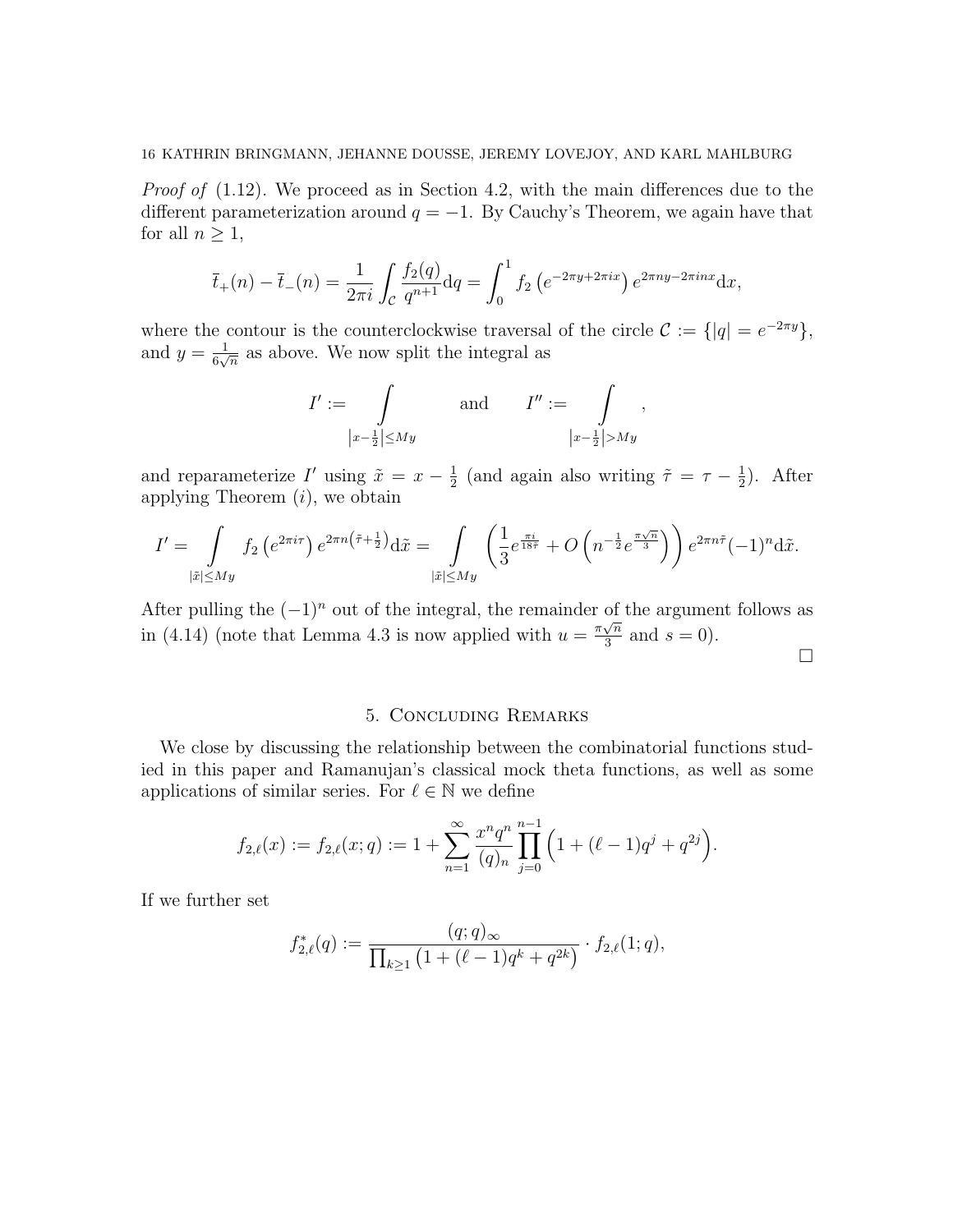*Proof of* (1.12). We proceed as in Section 4.2, with the main differences due to the different parameterization around $q = -1$. By Cauchy's Theorem, we again have that for all $n \geq 1$,

$$\overline{t}_+(n) - \overline{t}_-(n) = \frac{1}{2\pi i} \int_{\mathcal{C}} \frac{f_2(q)}{q^{n+1}} \mathrm{d}q = \int_0^1 f_2\left(e^{-2\pi y + 2\pi i x}\right) e^{2\pi n y - 2\pi i n x} \mathrm{d}x,$$

where the contour is the counterclockwise traversal of the circle $\mathcal{C} := \{|q| = e^{-2\pi y}\}$, and $y = \frac{1}{6\sqrt{n}}$ as above. We now split the integral as

$$I' := \int\limits_{\left|x - \frac{1}{2}\right| \leq My} \qquad \text{and} \qquad I'' := \int\limits_{\left|x - \frac{1}{2}\right| > My},$$

and reparameterize $I'$ using $\tilde{x} = x - \frac{1}{2}$ (and again also writing $\tilde{\tau} = \tau - \frac{1}{2}$). After applying Theorem $(i)$, we obtain

$$I' = \int\limits_{|\tilde{x}| \leq My} f_2\left(e^{2\pi i \tau}\right) e^{2\pi n \left(\tilde{\tau} + \frac{1}{2}\right)} \mathrm{d}\tilde{x} = \int\limits_{|\tilde{x}| \leq My} \left(\frac{1}{3} e^{\frac{\pi i}{18 \tilde{\tau}}} + O\left(n^{-\frac{1}{2}} e^{\frac{\pi\sqrt{n}}{3}}\right)\right) e^{2\pi n \tilde{\tau}} (-1)^n \mathrm{d}\tilde{x}.$$

After pulling the $(-1)^n$ out of the integral, the remainder of the argument follows as in (4.14) (note that Lemma 4.3 is now applied with $u = \frac{\pi\sqrt{n}}{3}$ and $s = 0$). □

## 5. Concluding Remarks

We close by discussing the relationship between the combinatorial functions studied in this paper and Ramanujan's classical mock theta functions, as well as some applications of similar series. For $\ell \in \mathbb{N}$ we define

$$f_{2,\ell}(x) := f_{2,\ell}(x; q) := 1 + \sum_{n=1}^{\infty} \frac{x^n q^n}{(q)_n} \prod_{j=0}^{n-1} \left(1 + (\ell - 1) q^j + q^{2j}\right).$$

If we further set

$$f_{2,\ell}^*(q) := \frac{(q; q)_\infty}{\prod_{k \geq 1} \left(1 + (\ell - 1) q^k + q^{2k}\right)} \cdot f_{2,\ell}(1; q),$$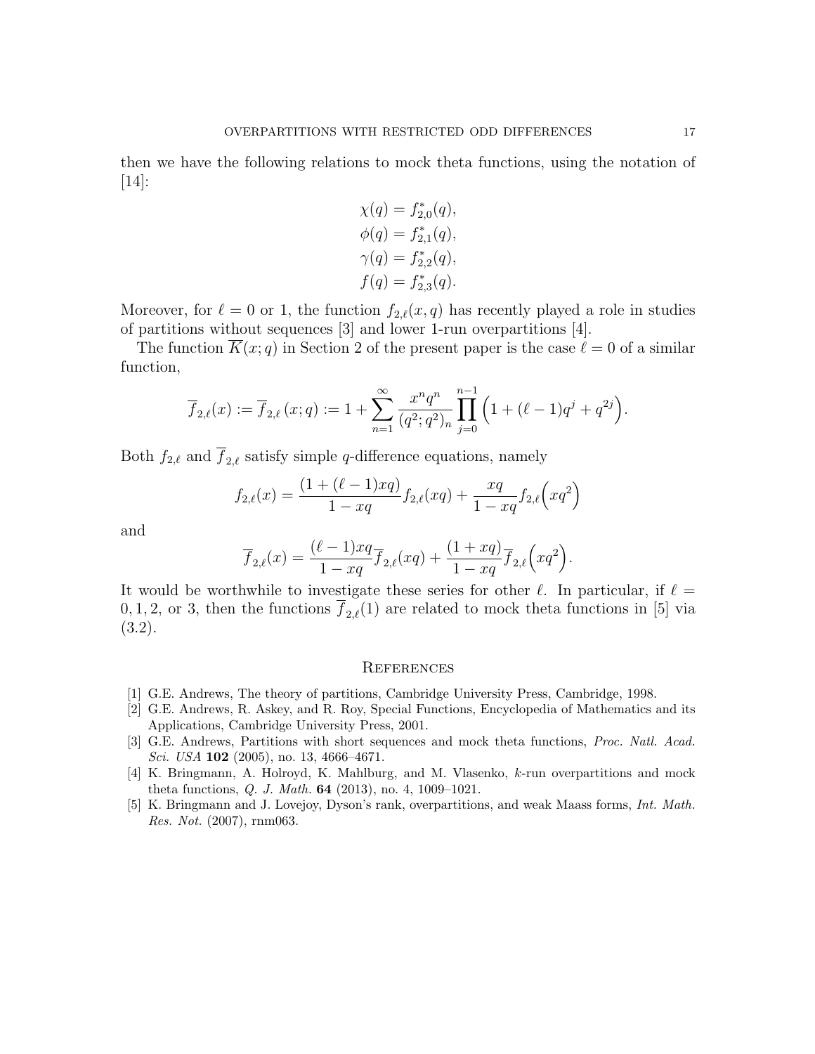then we have the following relations to mock theta functions, using the notation of [14]:

$$\chi(q) = f^*_{2,0}(q),$$
$$\phi(q) = f^*_{2,1}(q),$$
$$\gamma(q) = f^*_{2,2}(q),$$
$$f(q) = f^*_{2,3}(q).$$

Moreover, for $\ell = 0$ or 1, the function $f_{2,\ell}(x, q)$ has recently played a role in studies of partitions without sequences [3] and lower 1-run overpartitions [4].

The function $\overline{K}(x; q)$ in Section 2 of the present paper is the case $\ell = 0$ of a similar function,

$$\overline{f}_{2,\ell}(x) := \overline{f}_{2,\ell}\,(x; q) := 1 + \sum_{n=1}^{\infty} \frac{x^n q^n}{(q^2; q^2)_n} \prod_{j=0}^{n-1} \Big(1 + (\ell - 1)q^j + q^{2j}\Big).$$

Both $f_{2,\ell}$ and $\overline{f}_{2,\ell}$ satisfy simple $q$-difference equations, namely

$$f_{2,\ell}(x) = \frac{(1 + (\ell - 1)xq)}{1 - xq} f_{2,\ell}(xq) + \frac{xq}{1 - xq} f_{2,\ell}\Big(xq^2\Big)$$

and

$$\overline{f}_{2,\ell}(x) = \frac{(\ell - 1)xq}{1 - xq} \overline{f}_{2,\ell}(xq) + \frac{(1 + xq)}{1 - xq} \overline{f}_{2,\ell}\Big(xq^2\Big).$$

It would be worthwhile to investigate these series for other $\ell$. In particular, if $\ell = 0, 1, 2$, or 3, then the functions $\overline{f}_{2,\ell}(1)$ are related to mock theta functions in [5] via (3.2).

## References

[1] G.E. Andrews, The theory of partitions, Cambridge University Press, Cambridge, 1998.

[2] G.E. Andrews, R. Askey, and R. Roy, Special Functions, Encyclopedia of Mathematics and its Applications, Cambridge University Press, 2001.

[3] G.E. Andrews, Partitions with short sequences and mock theta functions, *Proc. Natl. Acad. Sci. USA* **102** (2005), no. 13, 4666–4671.

[4] K. Bringmann, A. Holroyd, K. Mahlburg, and M. Vlasenko, $k$-run overpartitions and mock theta functions, *Q. J. Math.* **64** (2013), no. 4, 1009–1021.

[5] K. Bringmann and J. Lovejoy, Dyson's rank, overpartitions, and weak Maass forms, *Int. Math. Res. Not.* (2007), rnm063.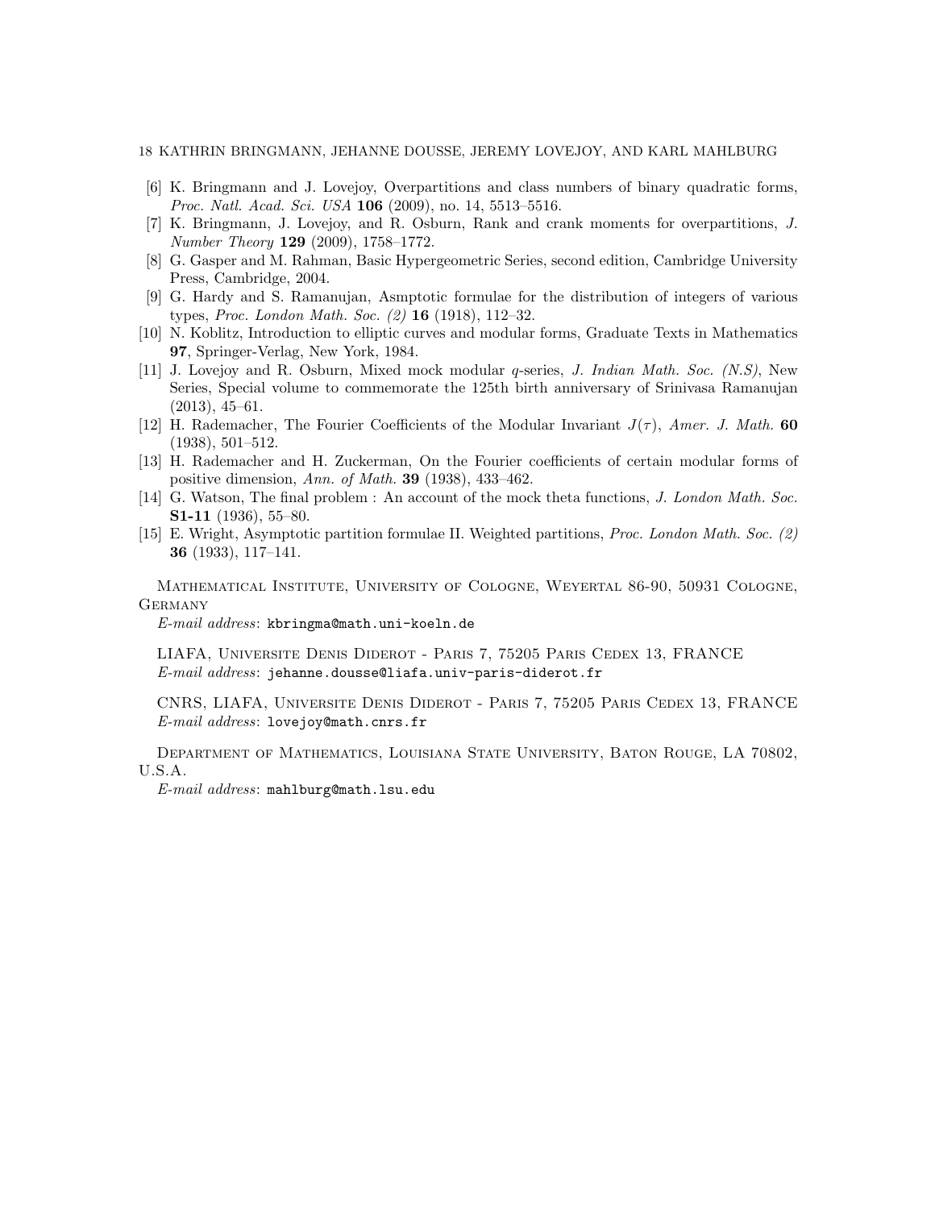[6] K. Bringmann and J. Lovejoy, Overpartitions and class numbers of binary quadratic forms, *Proc. Natl. Acad. Sci. USA* **106** (2009), no. 14, 5513–5516.

[7] K. Bringmann, J. Lovejoy, and R. Osburn, Rank and crank moments for overpartitions, *J. Number Theory* **129** (2009), 1758–1772.

[8] G. Gasper and M. Rahman, Basic Hypergeometric Series, second edition, Cambridge University Press, Cambridge, 2004.

[9] G. Hardy and S. Ramanujan, Asmptotic formulae for the distribution of integers of various types, *Proc. London Math. Soc. (2)* **16** (1918), 112–32.

[10] N. Koblitz, Introduction to elliptic curves and modular forms, Graduate Texts in Mathematics **97**, Springer-Verlag, New York, 1984.

[11] J. Lovejoy and R. Osburn, Mixed mock modular $q$-series, *J. Indian Math. Soc. (N.S)*, New Series, Special volume to commemorate the 125th birth anniversary of Srinivasa Ramanujan (2013), 45–61.

[12] H. Rademacher, The Fourier Coefficients of the Modular Invariant $J(\tau)$, *Amer. J. Math.* **60** (1938), 501–512.

[13] H. Rademacher and H. Zuckerman, On the Fourier coefficients of certain modular forms of positive dimension, *Ann. of Math.* **39** (1938), 433–462.

[14] G. Watson, The final problem : An account of the mock theta functions, *J. London Math. Soc.* **S1-11** (1936), 55–80.

[15] E. Wright, Asymptotic partition formulae II. Weighted partitions, *Proc. London Math. Soc. (2)* **36** (1933), 117–141.

Mathematical Institute, University of Cologne, Weyertal 86-90, 50931 Cologne, Germany
*E-mail address*: kbringma@math.uni-koeln.de

LIAFA, Universite Denis Diderot - Paris 7, 75205 Paris Cedex 13, FRANCE
*E-mail address*: jehanne.dousse@liafa.univ-paris-diderot.fr

CNRS, LIAFA, Universite Denis Diderot - Paris 7, 75205 Paris Cedex 13, FRANCE
*E-mail address*: lovejoy@math.cnrs.fr

Department of Mathematics, Louisiana State University, Baton Rouge, LA 70802, U.S.A.
*E-mail address*: mahlburg@math.lsu.edu